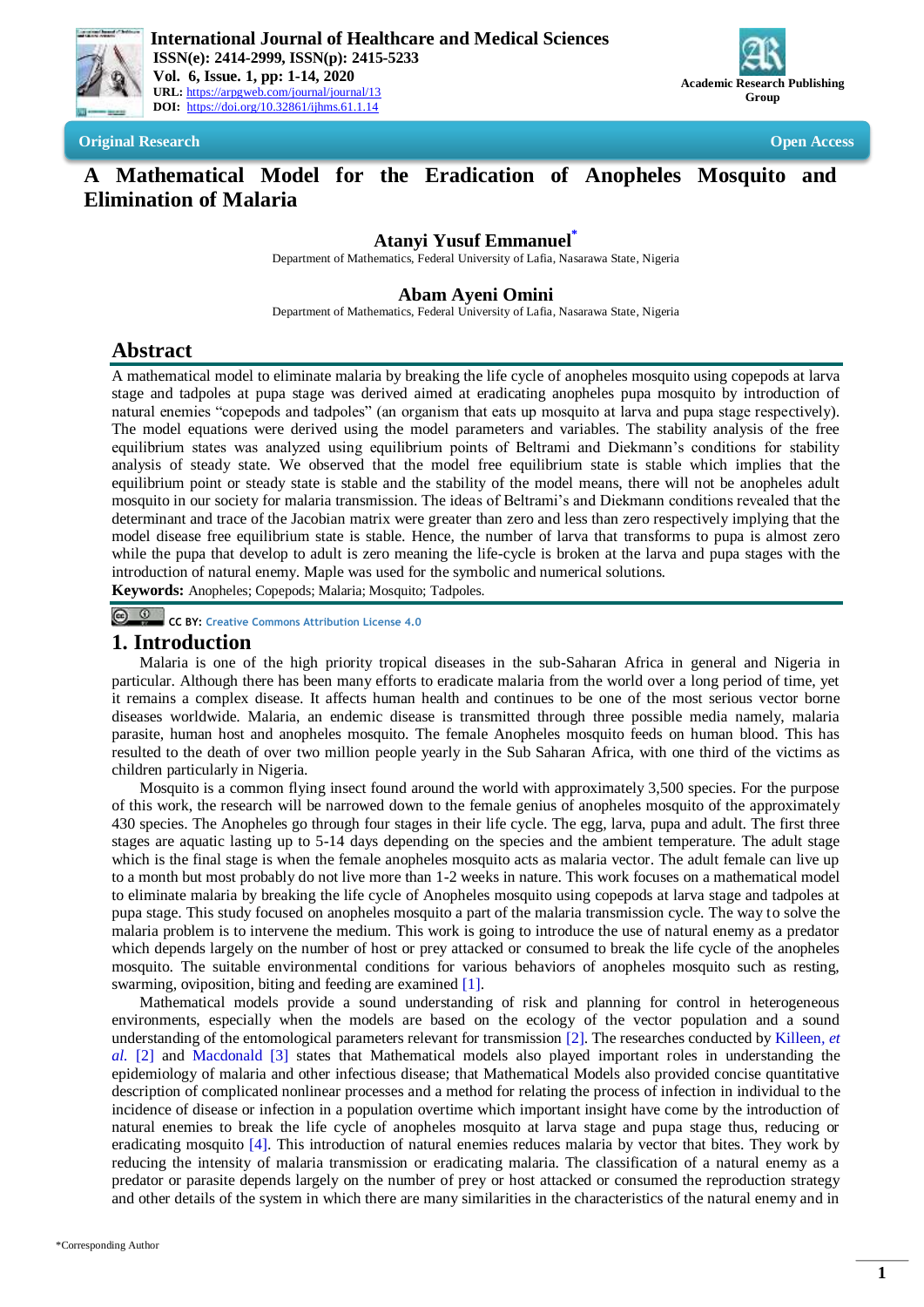Original Research

Open Access

# A Mathematical Model for the Eradication of Anopheles Mosquito and Elimination of Malaria

**Atanyi Yusuf Emmanuel***

Department of Mathematics, Federal University of Lafia, Nasarawa State, Nigeria

**Abam Ayeni Omini**

Department of Mathematics, Federal University of Lafia, Nasarawa State, Nigeria

## Abstract

A mathematical model to eliminate malaria by breaking the life cycle of anopheles mosquito using copepods at larva stage and tadpoles at pupa stage was derived aimed at eradicating anopheles pupa mosquito by introduction of natural enemies "copepods and tadpoles" (an organism that eats up mosquito at larva and pupa stage respectively). The model equations were derived using the model parameters and variables. The stability analysis of the free equilibrium states was analyzed using equilibrium points of Beltrami and Diekmann's conditions for stability analysis of steady state. We observed that the model free equilibrium state is stable which implies that the equilibrium point or steady state is stable and the stability of the model means, there will not be anopheles adult mosquito in our society for malaria transmission. The ideas of Beltrami's and Diekmann conditions revealed that the determinant and trace of the Jacobian matrix were greater than zero and less than zero respectively implying that the model disease free equilibrium state is stable. Hence, the number of larva that transforms to pupa is almost zero while the pupa that develop to adult is zero meaning the life-cycle is broken at the larva and pupa stages with the introduction of natural enemy. Maple was used for the symbolic and numerical solutions.

**Keywords:** Anopheles; Copepods; Malaria; Mosquito; Tadpoles.

CC BY: Creative Commons Attribution License 4.0

## 1. Introduction

Malaria is one of the high priority tropical diseases in the sub-Saharan Africa in general and Nigeria in particular. Although there has been many efforts to eradicate malaria from the world over a long period of time, yet it remains a complex disease. It affects human health and continues to be one of the most serious vector borne diseases worldwide. Malaria, an endemic disease is transmitted through three possible media namely, malaria parasite, human host and anopheles mosquito. The female Anopheles mosquito feeds on human blood. This has resulted to the death of over two million people yearly in the Sub Saharan Africa, with one third of the victims as children particularly in Nigeria.

Mosquito is a common flying insect found around the world with approximately 3,500 species. For the purpose of this work, the research will be narrowed down to the female genius of anopheles mosquito of the approximately 430 species. The Anopheles go through four stages in their life cycle. The egg, larva, pupa and adult. The first three stages are aquatic lasting up to 5-14 days depending on the species and the ambient temperature. The adult stage which is the final stage is when the female anopheles mosquito acts as malaria vector. The adult female can live up to a month but most probably do not live more than 1-2 weeks in nature. This work focuses on a mathematical model to eliminate malaria by breaking the life cycle of Anopheles mosquito using copepods at larva stage and tadpoles at pupa stage. This study focused on anopheles mosquito a part of the malaria transmission cycle. The way to solve the malaria problem is to intervene the medium. This work is going to introduce the use of natural enemy as a predator which depends largely on the number of host or prey attacked or consumed to break the life cycle of the anopheles mosquito. The suitable environmental conditions for various behaviors of anopheles mosquito such as resting, swarming, oviposition, biting and feeding are examined [1].

Mathematical models provide a sound understanding of risk and planning for control in heterogeneous environments, especially when the models are based on the ecology of the vector population and a sound understanding of the entomological parameters relevant for transmission [2]. The researches conducted by Killeen, *et al.* [2] and Macdonald [3] states that Mathematical models also played important roles in understanding the epidemiology of malaria and other infectious disease; that Mathematical Models also provided concise quantitative description of complicated nonlinear processes and a method for relating the process of infection in individual to the incidence of disease or infection in a population overtime which important insight have come by the introduction of natural enemies to break the life cycle of anopheles mosquito at larva stage and pupa stage thus, reducing or eradicating mosquito [4]. This introduction of natural enemies reduces malaria by vector that bites. They work by reducing the intensity of malaria transmission or eradicating malaria. The classification of a natural enemy as a predator or parasite depends largely on the number of prey or host attacked or consumed the reproduction strategy and other details of the system in which there are many similarities in the characteristics of the natural enemy and in

*Corresponding Author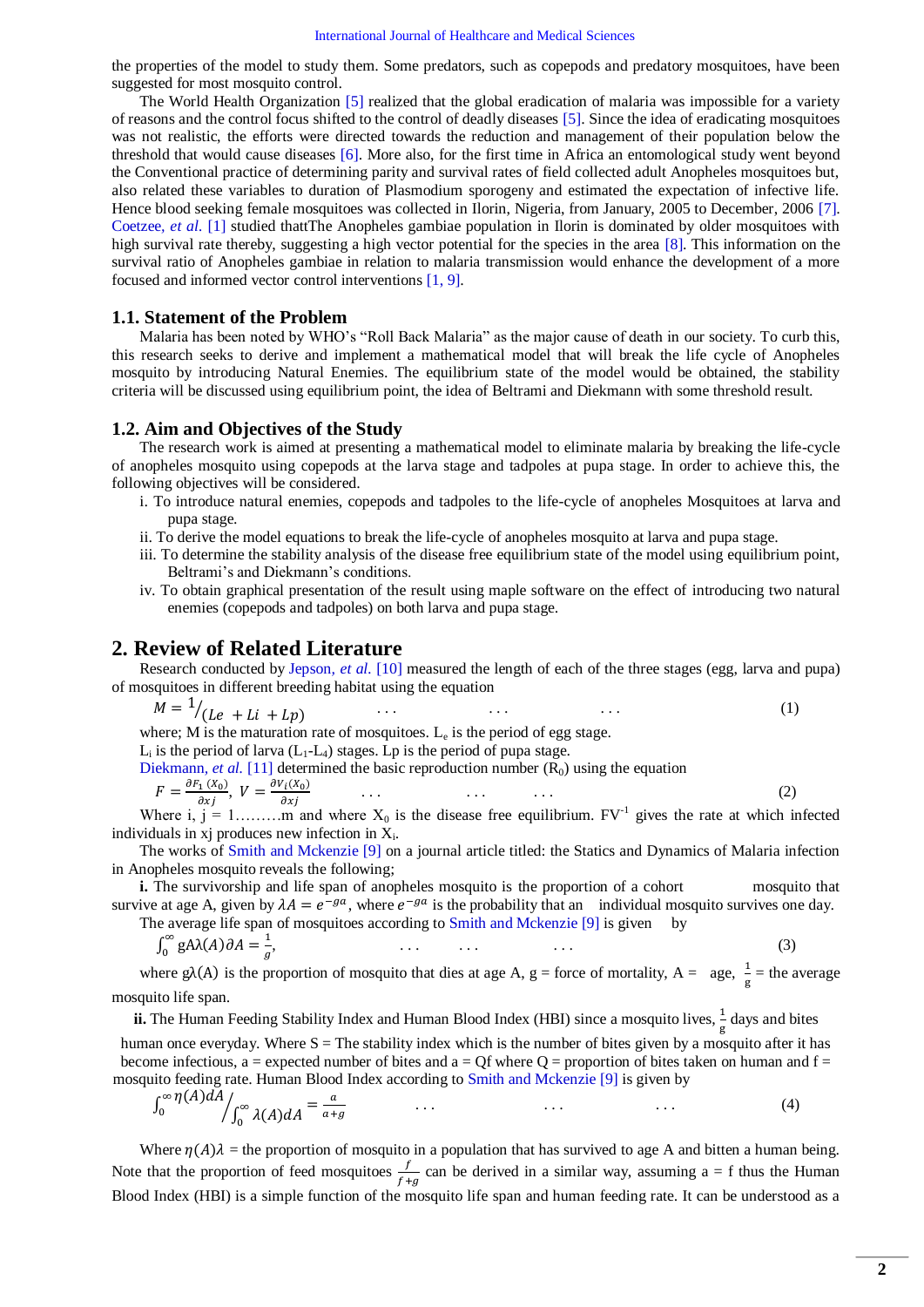the properties of the model to study them. Some predators, such as copepods and predatory mosquitoes, have been suggested for most mosquito control.

The World Health Organization [5] realized that the global eradication of malaria was impossible for a variety of reasons and the control focus shifted to the control of deadly diseases [5]. Since the idea of eradicating mosquitoes was not realistic, the efforts were directed towards the reduction and management of their population below the threshold that would cause diseases [6]. More also, for the first time in Africa an entomological study went beyond the Conventional practice of determining parity and survival rates of field collected adult Anopheles mosquitoes but, also related these variables to duration of Plasmodium sporogeny and estimated the expectation of infective life. Hence blood seeking female mosquitoes was collected in Ilorin, Nigeria, from January, 2005 to December, 2006 [7]. Coetzee, *et al.* [1] studied thatThe Anopheles gambiae population in Ilorin is dominated by older mosquitoes with high survival rate thereby, suggesting a high vector potential for the species in the area [8]. This information on the survival ratio of Anopheles gambiae in relation to malaria transmission would enhance the development of a more focused and informed vector control interventions [1, 9].

### 1.1. Statement of the Problem

Malaria has been noted by WHO's "Roll Back Malaria" as the major cause of death in our society. To curb this, this research seeks to derive and implement a mathematical model that will break the life cycle of Anopheles mosquito by introducing Natural Enemies. The equilibrium state of the model would be obtained, the stability criteria will be discussed using equilibrium point, the idea of Beltrami and Diekmann with some threshold result.

### 1.2. Aim and Objectives of the Study

The research work is aimed at presenting a mathematical model to eliminate malaria by breaking the life-cycle of anopheles mosquito using copepods at the larva stage and tadpoles at pupa stage. In order to achieve this, the following objectives will be considered.

i. To introduce natural enemies, copepods and tadpoles to the life-cycle of anopheles Mosquitoes at larva and pupa stage.

ii. To derive the model equations to break the life-cycle of anopheles mosquito at larva and pupa stage.

iii. To determine the stability analysis of the disease free equilibrium state of the model using equilibrium point, Beltrami's and Diekmann's conditions.

iv. To obtain graphical presentation of the result using maple software on the effect of introducing two natural enemies (copepods and tadpoles) on both larva and pupa stage.

## 2. Review of Related Literature

Research conducted by Jepson, *et al.* [10] measured the length of each of the three stages (egg, larva and pupa) of mosquitoes in different breeding habitat using the equation

$$M = {}^{1}\!/_{(Le\ + Li\ + Lp)} \qquad \ldots \qquad \ldots \qquad \ldots \tag{1}$$

where; M is the maturation rate of mosquitoes. $L_e$ is the period of egg stage.

$L_i$ is the period of larva ($L_1$-$L_4$) stages. Lp is the period of pupa stage.

Diekmann, *et al.* [11] determined the basic reproduction number ($R_0$) using the equation

$$F = \frac{\partial F_1\,(X_0)}{\partial xj},\ V = \frac{\partial V_i(X_0)}{\partial xj} \qquad \ldots \qquad \ldots \qquad \ldots \tag{2}$$

Where i, j = 1………m and where $X_0$ is the disease free equilibrium. $FV^{-1}$ gives the rate at which infected individuals in xj produces new infection in $X_i$.

The works of Smith and Mckenzie [9] on a journal article titled: the Statics and Dynamics of Malaria infection in Anopheles mosquito reveals the following;

**i.** The survivorship and life span of anopheles mosquito is the proportion of a cohort mosquito that survive at age A, given by $\lambda A = e^{-ga}$, where $e^{-ga}$ is the probability that an individual mosquito survives one day.

The average life span of mosquitoes according to Smith and Mckenzie [9] is given by

$$\int_0^{\infty} gA\lambda(A)\partial A = \frac{1}{g}, \qquad \ldots \qquad \ldots \qquad \ldots \tag{3}$$

where $g\lambda(A)$ is the proportion of mosquito that dies at age A, g = force of mortality, A = age, $\frac{1}{g}$ = the average mosquito life span.

**ii.** The Human Feeding Stability Index and Human Blood Index (HBI) since a mosquito lives, $\frac{1}{g}$ days and bites human once everyday. Where S = The stability index which is the number of bites given by a mosquito after it has become infectious, a = expected number of bites and a = Qf where Q = proportion of bites taken on human and f = mosquito feeding rate. Human Blood Index according to Smith and Mckenzie [9] is given by

$$\int_0^{\infty} \eta(A)dA \Big/ \int_0^{\infty} \lambda(A)dA = \frac{a}{a+g} \qquad \ldots \qquad \ldots \qquad \ldots \tag{4}$$

Where $\eta(A)\lambda$ = the proportion of mosquito in a population that has survived to age A and bitten a human being. Note that the proportion of feed mosquitoes $\frac{f}{f+g}$ can be derived in a similar way, assuming a = f thus the Human Blood Index (HBI) is a simple function of the mosquito life span and human feeding rate. It can be understood as a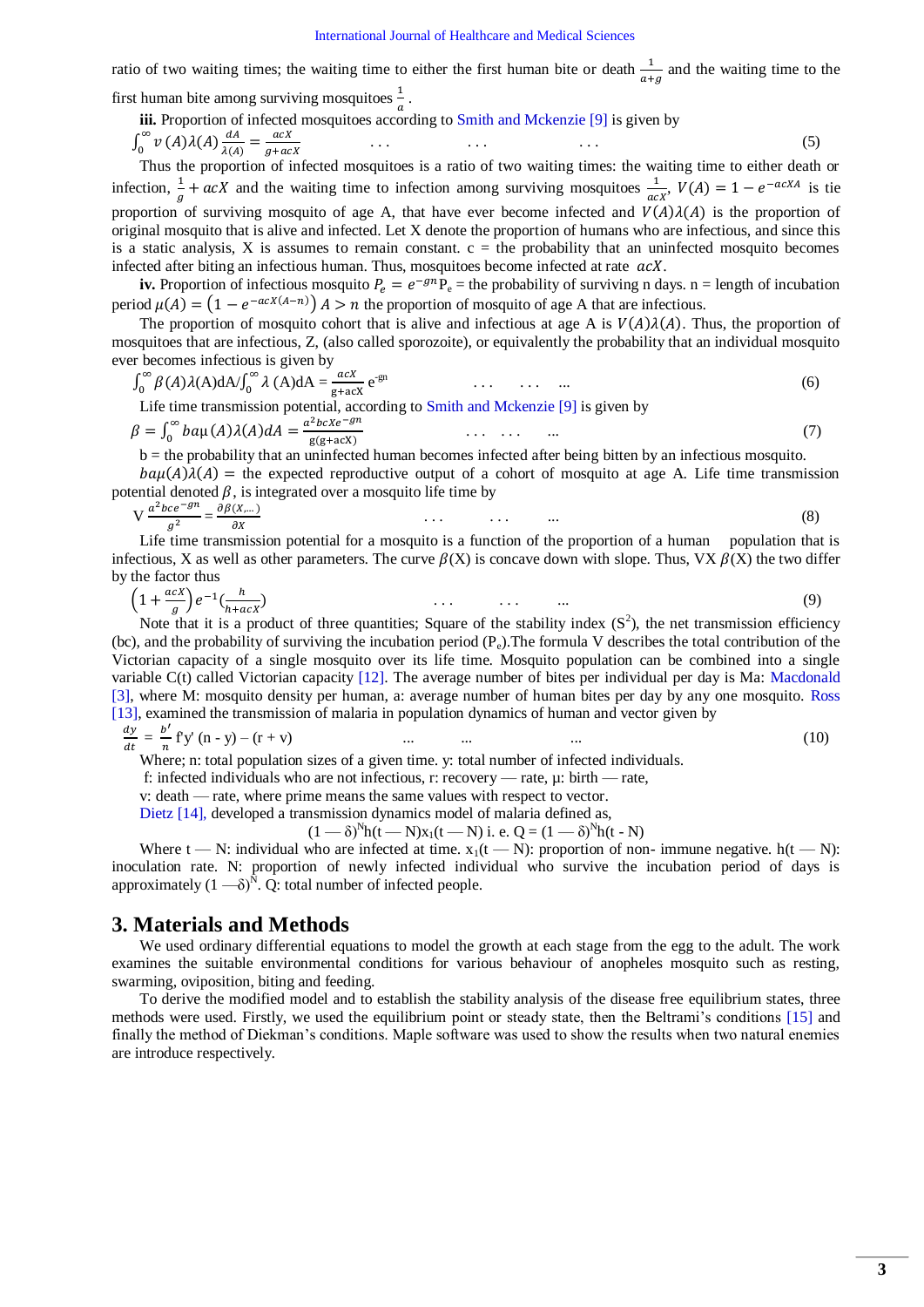ratio of two waiting times; the waiting time to either the first human bite or death $\frac{1}{a+g}$ and the waiting time to the first human bite among surviving mosquitoes $\frac{1}{a}$.

**iii.** Proportion of infected mosquitoes according to Smith and Mckenzie [9] is given by

$$\int_0^{\infty} v(A)\lambda(A)\frac{dA}{\lambda(A)} = \frac{acX}{g+acX} \quad \ldots \quad \ldots \quad \ldots \tag{5}$$

Thus the proportion of infected mosquitoes is a ratio of two waiting times: the waiting time to either death or infection, $\frac{1}{g} + acX$ and the waiting time to infection among surviving mosquitoes $\frac{1}{acX}$, $V(A) = 1 - e^{-acXA}$ is tie proportion of surviving mosquito of age A, that have ever become infected and $V(A)\lambda(A)$ is the proportion of original mosquito that is alive and infected. Let X denote the proportion of humans who are infectious, and since this is a static analysis, X is assumes to remain constant. c = the probability that an uninfected mosquito becomes infected after biting an infectious human. Thus, mosquitoes become infected at rate $acX$.

**iv.** Proportion of infectious mosquito $P_e = e^{-gn}P_e$ = the probability of surviving n days. n = length of incubation period $\mu(A) = \left(1 - e^{-acX(A-n)}\right) A > n$ the proportion of mosquito of age A that are infectious.

The proportion of mosquito cohort that is alive and infectious at age A is $V(A)\lambda(A)$. Thus, the proportion of mosquitoes that are infectious, Z, (also called sporozoite), or equivalently the probability that an individual mosquito ever becomes infectious is given by

$$\int_0^{\infty} \beta(A)\lambda(A)dA / \int_0^{\infty} \lambda(A)dA = \frac{acX}{g+acX}e^{-gn} \quad \ldots \quad \ldots \quad \ldots \tag{6}$$

Life time transmission potential, according to Smith and Mckenzie [9] is given by

$$\beta = \int_0^{\infty} ba\mu(A)\lambda(A)dA = \frac{a^2bcXe^{-gn}}{g(g+acX)} \quad \ldots \quad \ldots \quad \ldots \tag{7}$$

b = the probability that an uninfected human becomes infected after being bitten by an infectious mosquito.

$ba\mu(A)\lambda(A)$ = the expected reproductive output of a cohort of mosquito at age A. Life time transmission potential denoted $\beta$, is integrated over a mosquito life time by

$$V\frac{a^2bce^{-gn}}{g^2} = \frac{\partial\beta(X,\ldots)}{\partial X} \quad \ldots \quad \ldots \quad \ldots \tag{8}$$

Life time transmission potential for a mosquito is a function of the proportion of a human population that is infectious, X as well as other parameters. The curve $\beta$(X) is concave down with slope. Thus, VX $\beta$(X) the two differ by the factor thus

$$\left(1 + \frac{acX}{g}\right)e^{-1}\left(\frac{h}{h+acX}\right) \quad \ldots \quad \ldots \quad \ldots \tag{9}$$

Note that it is a product of three quantities; Square of the stability index ($S^2$), the net transmission efficiency (bc), and the probability of surviving the incubation period ($P_e$).The formula V describes the total contribution of the Victorian capacity of a single mosquito over its life time. Mosquito population can be combined into a single variable C(t) called Victorian capacity [12]. The average number of bites per individual per day is Ma: Macdonald [3], where M: mosquito density per human, a: average number of human bites per day by any one mosquito. Ross [13], examined the transmission of malaria in population dynamics of human and vector given by

$$\frac{dy}{dt} = \frac{b'}{n} f'y' (n - y) - (r + v) \quad \ldots \quad \ldots \quad \ldots \tag{10}$$

Where; n: total population sizes of a given time. y: total number of infected individuals.

f: infected individuals who are not infectious, r: recovery — rate, μ: birth — rate,

v: death — rate, where prime means the same values with respect to vector.

Dietz [14], developed a transmission dynamics model of malaria defined as,

$$(1 — \delta)^N h(t — N)x_1(t — N) \text{ i. e. } Q = (1 — \delta)^N h(t - N)$$

Where t — N: individual who are infected at time. $x_1$(t — N): proportion of non- immune negative. h(t — N): inoculation rate. N: proportion of newly infected individual who survive the incubation period of days is approximately $(1 —\delta)^N$. Q: total number of infected people.

## 3. Materials and Methods

We used ordinary differential equations to model the growth at each stage from the egg to the adult. The work examines the suitable environmental conditions for various behaviour of anopheles mosquito such as resting, swarming, oviposition, biting and feeding.

To derive the modified model and to establish the stability analysis of the disease free equilibrium states, three methods were used. Firstly, we used the equilibrium point or steady state, then the Beltrami's conditions [15] and finally the method of Diekman's conditions. Maple software was used to show the results when two natural enemies are introduce respectively.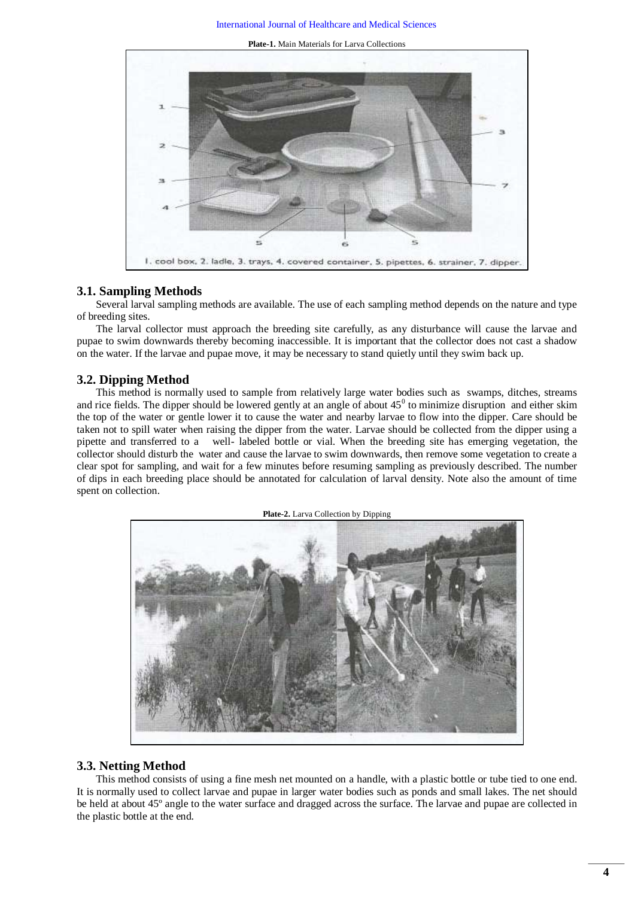**Plate-1.** Main Materials for Larva Collections

1. cool box, 2. ladle, 3. trays, 4. covered container, 5. pipettes, 6. strainer, 7. dipper.

### 3.1. Sampling Methods

Several larval sampling methods are available. The use of each sampling method depends on the nature and type of breeding sites.

The larval collector must approach the breeding site carefully, as any disturbance will cause the larvae and pupae to swim downwards thereby becoming inaccessible. It is important that the collector does not cast a shadow on the water. If the larvae and pupae move, it may be necessary to stand quietly until they swim back up.

### 3.2. Dipping Method

This method is normally used to sample from relatively large water bodies such as swamps, ditches, streams and rice fields. The dipper should be lowered gently at an angle of about $45^0$ to minimize disruption and either skim the top of the water or gentle lower it to cause the water and nearby larvae to flow into the dipper. Care should be taken not to spill water when raising the dipper from the water. Larvae should be collected from the dipper using a pipette and transferred to a well- labeled bottle or vial. When the breeding site has emerging vegetation, the collector should disturb the water and cause the larvae to swim downwards, then remove some vegetation to create a clear spot for sampling, and wait for a few minutes before resuming sampling as previously described. The number of dips in each breeding place should be annotated for calculation of larval density. Note also the amount of time spent on collection.

**Plate-2.** Larva Collection by Dipping

### 3.3. Netting Method

This method consists of using a fine mesh net mounted on a handle, with a plastic bottle or tube tied to one end. It is normally used to collect larvae and pupae in larger water bodies such as ponds and small lakes. The net should be held at about 45º angle to the water surface and dragged across the surface. The larvae and pupae are collected in the plastic bottle at the end.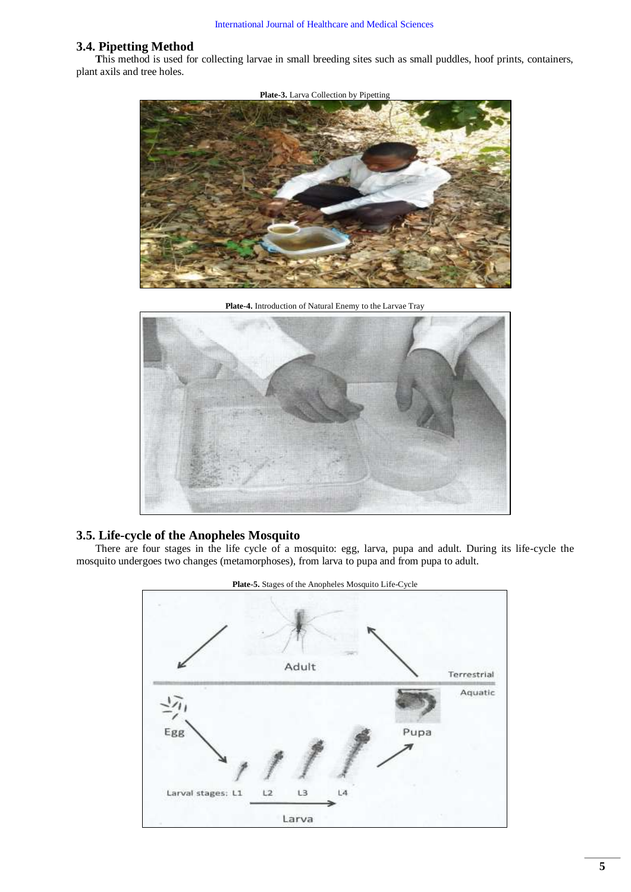### 3.4. Pipetting Method

This method is used for collecting larvae in small breeding sites such as small puddles, hoof prints, containers, plant axils and tree holes.

**Plate-3.** Larva Collection by Pipetting

**Plate-4.** Introduction of Natural Enemy to the Larvae Tray

### 3.5. Life-cycle of the Anopheles Mosquito

There are four stages in the life cycle of a mosquito: egg, larva, pupa and adult. During its life-cycle the mosquito undergoes two changes (metamorphoses), from larva to pupa and from pupa to adult.

**Plate-5.** Stages of the Anopheles Mosquito Life-Cycle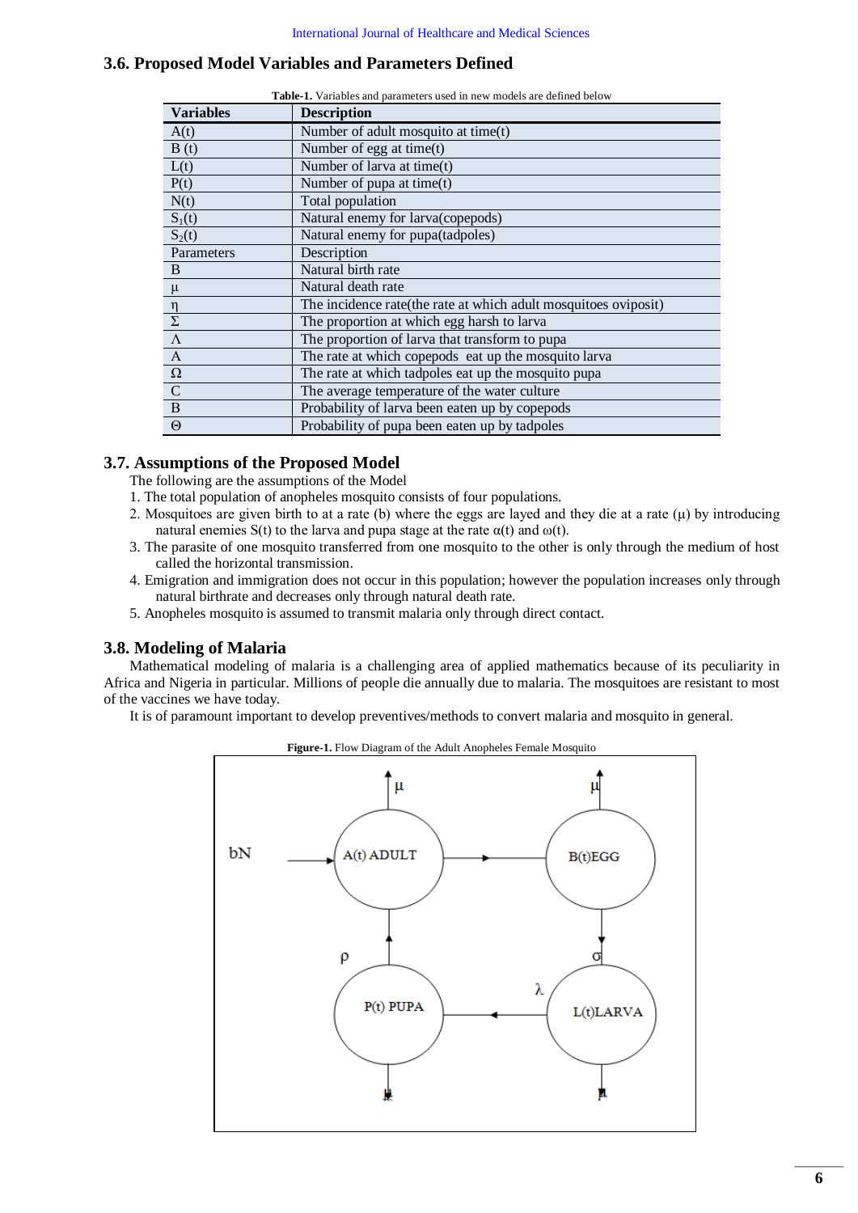### 3.6. Proposed Model Variables and Parameters Defined

**Table-1.** Variables and parameters used in new models are defined below

| Variables | Description |
|---|---|
| A(t) | Number of adult mosquito at time(t) |
| B (t) | Number of egg at time(t) |
| L(t) | Number of larva at time(t) |
| P(t) | Number of pupa at time(t) |
| N(t) | Total population |
| $S_1(t)$ | Natural enemy for larva(copepods) |
| $S_2(t)$ | Natural enemy for pupa(tadpoles) |
| Parameters | Description |
| B | Natural birth rate |
| μ | Natural death rate |
| η | The incidence rate(the rate at which adult mosquitoes oviposit) |
| Σ | The proportion at which egg harsh to larva |
| Λ | The proportion of larva that transform to pupa |
| Α | The rate at which copepods eat up the mosquito larva |
| Ω | The rate at which tadpoles eat up the mosquito pupa |
| C | The average temperature of the water culture |
| Β | Probability of larva been eaten up by copepods |
| Θ | Probability of pupa been eaten up by tadpoles |

### 3.7. Assumptions of the Proposed Model

The following are the assumptions of the Model

1. The total population of anopheles mosquito consists of four populations.
2. Mosquitoes are given birth to at a rate (b) where the eggs are layed and they die at a rate (μ) by introducing natural enemies S(t) to the larva and pupa stage at the rate α(t) and ω(t).
3. The parasite of one mosquito transferred from one mosquito to the other is only through the medium of host called the horizontal transmission.
4. Emigration and immigration does not occur in this population; however the population increases only through natural birthrate and decreases only through natural death rate.
5. Anopheles mosquito is assumed to transmit malaria only through direct contact.

### 3.8. Modeling of Malaria

Mathematical modeling of malaria is a challenging area of applied mathematics because of its peculiarity in Africa and Nigeria in particular. Millions of people die annually due to malaria. The mosquitoes are resistant to most of the vaccines we have today.

It is of paramount important to develop preventives/methods to convert malaria and mosquito in general.

**Figure-1.** Flow Diagram of the Adult Anopheles Female Mosquito

bN → A(t) ADULT → B(t)EGG → (σ) L(t)LARVA → (λ) P(t) PUPA → (ρ) A(t) ADULT; each compartment has outflow μ.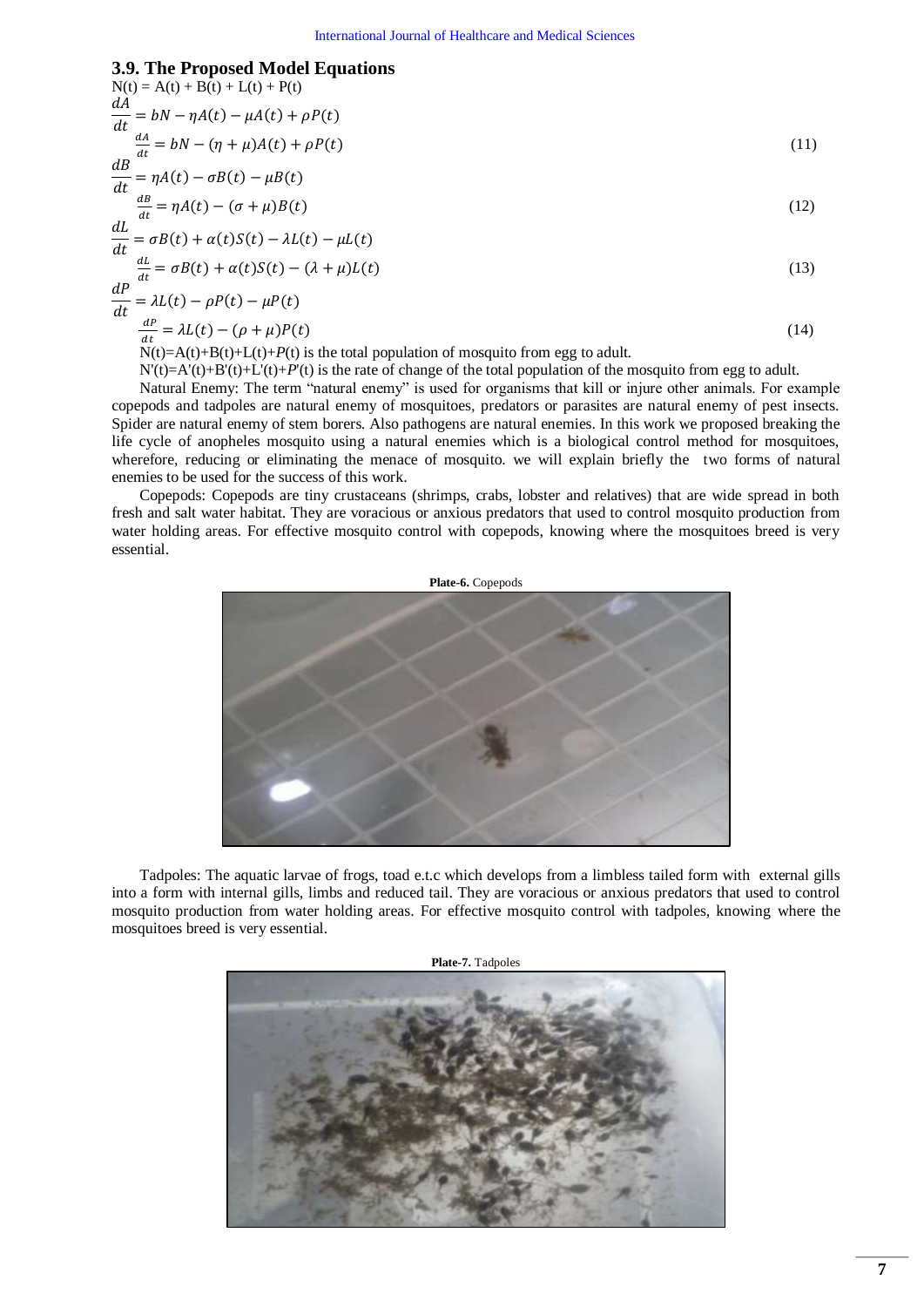### 3.9. The Proposed Model Equations

N(t) = A(t) + B(t) + L(t) + P(t)

$$\frac{dA}{dt} = bN - \eta A(t) - \mu A(t) + \rho P(t)$$

$$\frac{dA}{dt} = bN - (\eta + \mu)A(t) + \rho P(t) \tag{11}$$

$$\frac{dB}{dt} = \eta A(t) - \sigma B(t) - \mu B(t)$$

$$\frac{dB}{dt} = \eta A(t) - (\sigma + \mu)B(t) \tag{12}$$

$$\frac{dL}{dt} = \sigma B(t) + \alpha(t)S(t) - \lambda L(t) - \mu L(t)$$

$$\frac{dL}{dt} = \sigma B(t) + \alpha(t)S(t) - (\lambda + \mu)L(t) \tag{13}$$

$$\frac{dP}{dt} = \lambda L(t) - \rho P(t) - \mu P(t)$$

$$\frac{dP}{dt} = \lambda L(t) - (\rho + \mu)P(t) \tag{14}$$

N(t)=A(t)+B(t)+L(t)+P(t) is the total population of mosquito from egg to adult.

N'(t)=A'(t)+B'(t)+L'(t)+P'(t) is the rate of change of the total population of the mosquito from egg to adult.

Natural Enemy: The term "natural enemy" is used for organisms that kill or injure other animals. For example copepods and tadpoles are natural enemy of mosquitoes, predators or parasites are natural enemy of pest insects. Spider are natural enemy of stem borers. Also pathogens are natural enemies. In this work we proposed breaking the life cycle of anopheles mosquito using a natural enemies which is a biological control method for mosquitoes, wherefore, reducing or eliminating the menace of mosquito. we will explain briefly the two forms of natural enemies to be used for the success of this work.

Copepods: Copepods are tiny crustaceans (shrimps, crabs, lobster and relatives) that are wide spread in both fresh and salt water habitat. They are voracious or anxious predators that used to control mosquito production from water holding areas. For effective mosquito control with copepods, knowing where the mosquitoes breed is very essential.

**Plate-6.** Copepods

Tadpoles: The aquatic larvae of frogs, toad e.t.c which develops from a limbless tailed form with external gills into a form with internal gills, limbs and reduced tail. They are voracious or anxious predators that used to control mosquito production from water holding areas. For effective mosquito control with tadpoles, knowing where the mosquitoes breed is very essential.

**Plate-7.** Tadpoles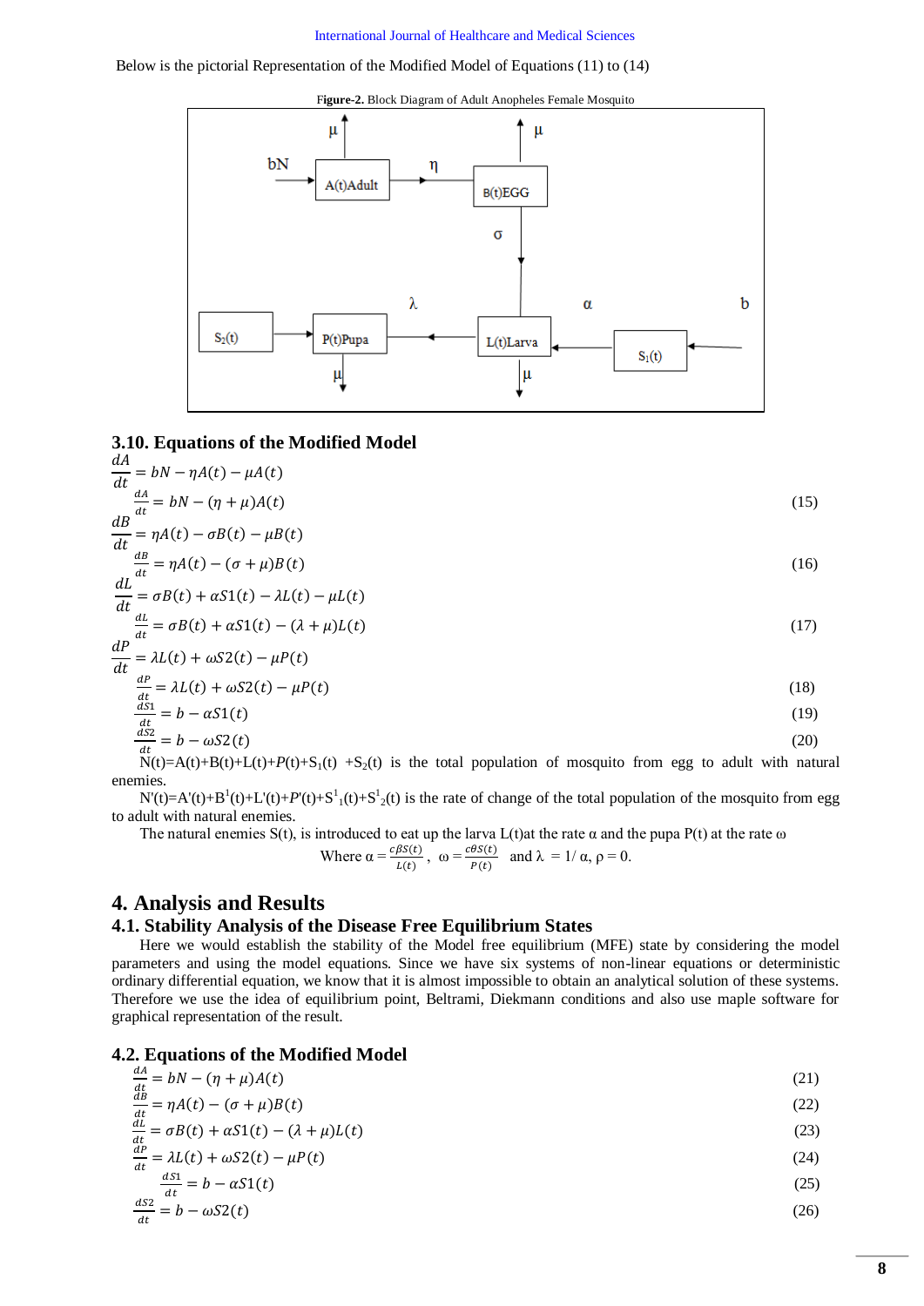Below is the pictorial Representation of the Modified Model of Equations (11) to (14)

**Figure-2.** Block Diagram of Adult Anopheles Female Mosquito

### 3.10. Equations of the Modified Model

$$\frac{dA}{dt} = bN - \eta A(t) - \mu A(t)$$

$$\frac{dA}{dt} = bN - (\eta + \mu)A(t) \tag{15}$$

$$\frac{dB}{dt} = \eta A(t) - \sigma B(t) - \mu B(t)$$

$$\frac{dB}{dt} = \eta A(t) - (\sigma + \mu)B(t) \tag{16}$$

$$\frac{dL}{dt} = \sigma B(t) + \alpha S1(t) - \lambda L(t) - \mu L(t)$$

$$\frac{dL}{dt} = \sigma B(t) + \alpha S1(t) - (\lambda + \mu)L(t) \tag{17}$$

$$\frac{dP}{dt} = \lambda L(t) + \omega S2(t) - \mu P(t)$$

$$\frac{dP}{dt} = \lambda L(t) + \omega S2(t) - \mu P(t) \tag{18}$$

$$\frac{dS1}{dt} = b - \alpha S1(t) \tag{19}$$

$$\frac{dS2}{dt} = b - \omega S2(t) \tag{20}$$

$N(t)=A(t)+B(t)+L(t)+P(t)+S_1(t) + S_2(t)$ is the total population of mosquito from egg to adult with natural enemies.

$N'(t)=A'(t)+B^1(t)+L'(t)+P'(t)+S^1{}_1(t)+S^1{}_2(t)$ is the rate of change of the total population of the mosquito from egg to adult with natural enemies.

The natural enemies S(t), is introduced to eat up the larva L(t)at the rate α and the pupa P(t) at the rate ω

Where $\alpha = \frac{c\beta S(t)}{L(t)}$, $\omega = \frac{c\theta S(t)}{P(t)}$ and $\lambda = 1/\alpha$, $\rho = 0$.

# 4. Analysis and Results

## 4.1. Stability Analysis of the Disease Free Equilibrium States

Here we would establish the stability of the Model free equilibrium (MFE) state by considering the model parameters and using the model equations. Since we have six systems of non-linear equations or deterministic ordinary differential equation, we know that it is almost impossible to obtain an analytical solution of these systems. Therefore we use the idea of equilibrium point, Beltrami, Diekmann conditions and also use maple software for graphical representation of the result.

## 4.2. Equations of the Modified Model

$$\frac{dA}{dt} = bN - (\eta + \mu)A(t) \tag{21}$$

$$\frac{dB}{dt} = \eta A(t) - (\sigma + \mu)B(t) \tag{22}$$

$$\frac{dL}{dt} = \sigma B(t) + \alpha S1(t) - (\lambda + \mu)L(t) \tag{23}$$

$$\frac{dP}{dt} = \lambda L(t) + \omega S2(t) - \mu P(t) \tag{24}$$

$$\frac{dS1}{dt} = b - \alpha S1(t) \tag{25}$$

$$\frac{dS2}{dt} = b - \omega S2(t) \tag{26}$$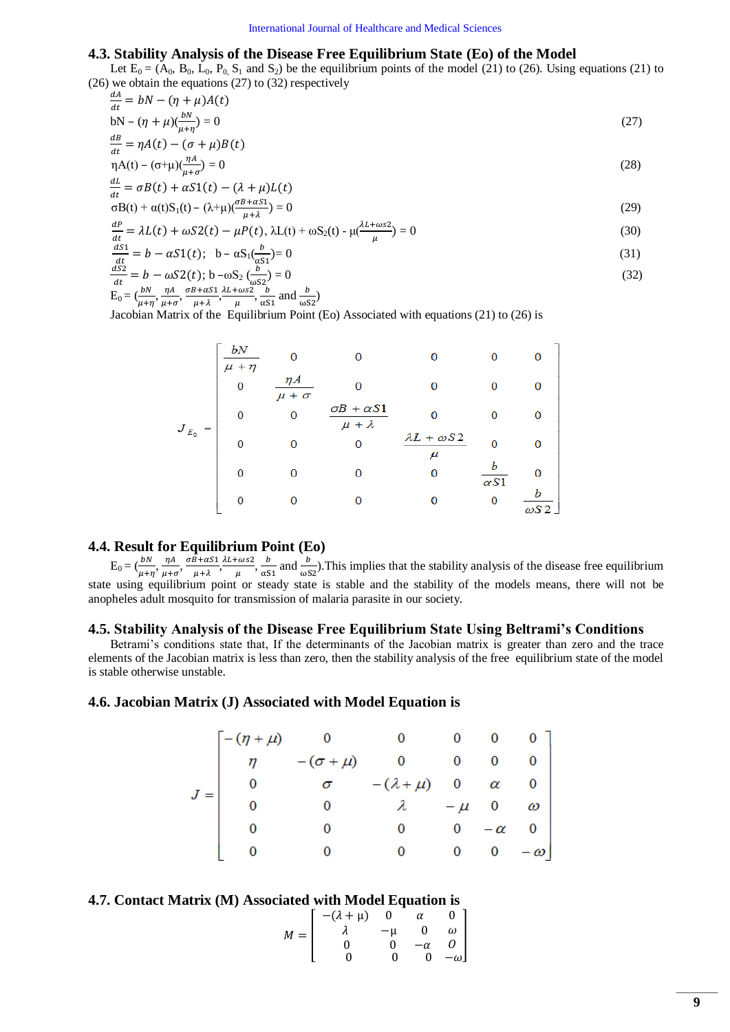### 4.3. Stability Analysis of the Disease Free Equilibrium State (Eo) of the Model

Let $E_0 = (A_0, B_0, L_0, P_0, S_1$ and $S_2)$ be the equilibrium points of the model (21) to (26). Using equations (21) to (26) we obtain the equations (27) to (32) respectively

$$\frac{dA}{dt} = bN - (\eta + \mu)A(t)$$

$$bN - (\eta + \mu)\left(\frac{bN}{\mu+\eta}\right) = 0 \tag{27}$$

$$\frac{dB}{dt} = \eta A(t) - (\sigma + \mu)B(t)$$

$$\eta A(t) - (\sigma+\mu)\left(\frac{\eta A}{\mu+\sigma}\right) = 0 \tag{28}$$

$$\frac{dL}{dt} = \sigma B(t) + \alpha S1(t) - (\lambda + \mu)L(t)$$

$$\sigma B(t) + \alpha(t)S_1(t) - (\lambda+\mu)\left(\frac{\sigma B+\alpha S1}{\mu+\lambda}\right) = 0 \tag{29}$$

$$\frac{dP}{dt} = \lambda L(t) + \omega S2(t) - \mu P(t),\ \lambda L(t) + \omega S_2(t) - \mu\left(\frac{\lambda L+\omega s2}{\mu}\right) = 0 \tag{30}$$

$$\frac{dS1}{dt} = b - \alpha S1(t);\quad b - \alpha S_1\left(\frac{b}{\alpha S1}\right) = 0 \tag{31}$$

$$\frac{dS2}{dt} = b - \omega S2(t);\ b - \omega S_2\left(\frac{b}{\omega S2}\right) = 0 \tag{32}$$

$$E_0 = \left(\frac{bN}{\mu+\eta}, \frac{\eta A}{\mu+\sigma}, \frac{\sigma B+\alpha S1}{\mu+\lambda}, \frac{\lambda L+\omega s2}{\mu}, \frac{b}{\alpha S1} \text{ and } \frac{b}{\omega S2}\right)$$

Jacobian Matrix of the Equilibrium Point (Eo) Associated with equations (21) to (26) is

$$J_{E_0} = \begin{bmatrix} \frac{bN}{\mu+\eta} & 0 & 0 & 0 & 0 & 0 \\ 0 & \frac{\eta A}{\mu+\sigma} & 0 & 0 & 0 & 0 \\ 0 & 0 & \frac{\sigma B + \alpha S1}{\mu+\lambda} & 0 & 0 & 0 \\ 0 & 0 & 0 & \frac{\lambda L + \omega S2}{\mu} & 0 & 0 \\ 0 & 0 & 0 & 0 & \frac{b}{\alpha S1} & 0 \\ 0 & 0 & 0 & 0 & 0 & \frac{b}{\omega S2} \end{bmatrix}$$

### 4.4. Result for Equilibrium Point (Eo)

$E_0 = \left(\frac{bN}{\mu+\eta}, \frac{\eta A}{\mu+\sigma}, \frac{\sigma B+\alpha S1}{\mu+\lambda}, \frac{\lambda L+\omega s2}{\mu}, \frac{b}{\alpha S1} \text{ and } \frac{b}{\omega S2}\right)$.This implies that the stability analysis of the disease free equilibrium state using equilibrium point or steady state is stable and the stability of the models means, there will not be anopheles adult mosquito for transmission of malaria parasite in our society.

### 4.5. Stability Analysis of the Disease Free Equilibrium State Using Beltrami's Conditions

Betrami's conditions state that, If the determinants of the Jacobian matrix is greater than zero and the trace elements of the Jacobian matrix is less than zero, then the stability analysis of the free equilibrium state of the model is stable otherwise unstable.

### 4.6. Jacobian Matrix (J) Associated with Model Equation is

$$J = \begin{bmatrix} -(\eta+\mu) & 0 & 0 & 0 & 0 & 0 \\ \eta & -(\sigma+\mu) & 0 & 0 & 0 & 0 \\ 0 & \sigma & -(\lambda+\mu) & 0 & \alpha & 0 \\ 0 & 0 & \lambda & -\mu & 0 & \omega \\ 0 & 0 & 0 & 0 & -\alpha & 0 \\ 0 & 0 & 0 & 0 & 0 & -\omega \end{bmatrix}$$

### 4.7. Contact Matrix (M) Associated with Model Equation is

$$M = \begin{bmatrix} -(\lambda+\mu) & 0 & \alpha & 0 \\ \lambda & -\mu & 0 & \omega \\ 0 & 0 & -\alpha & 0 \\ 0 & 0 & 0 & -\omega \end{bmatrix}$$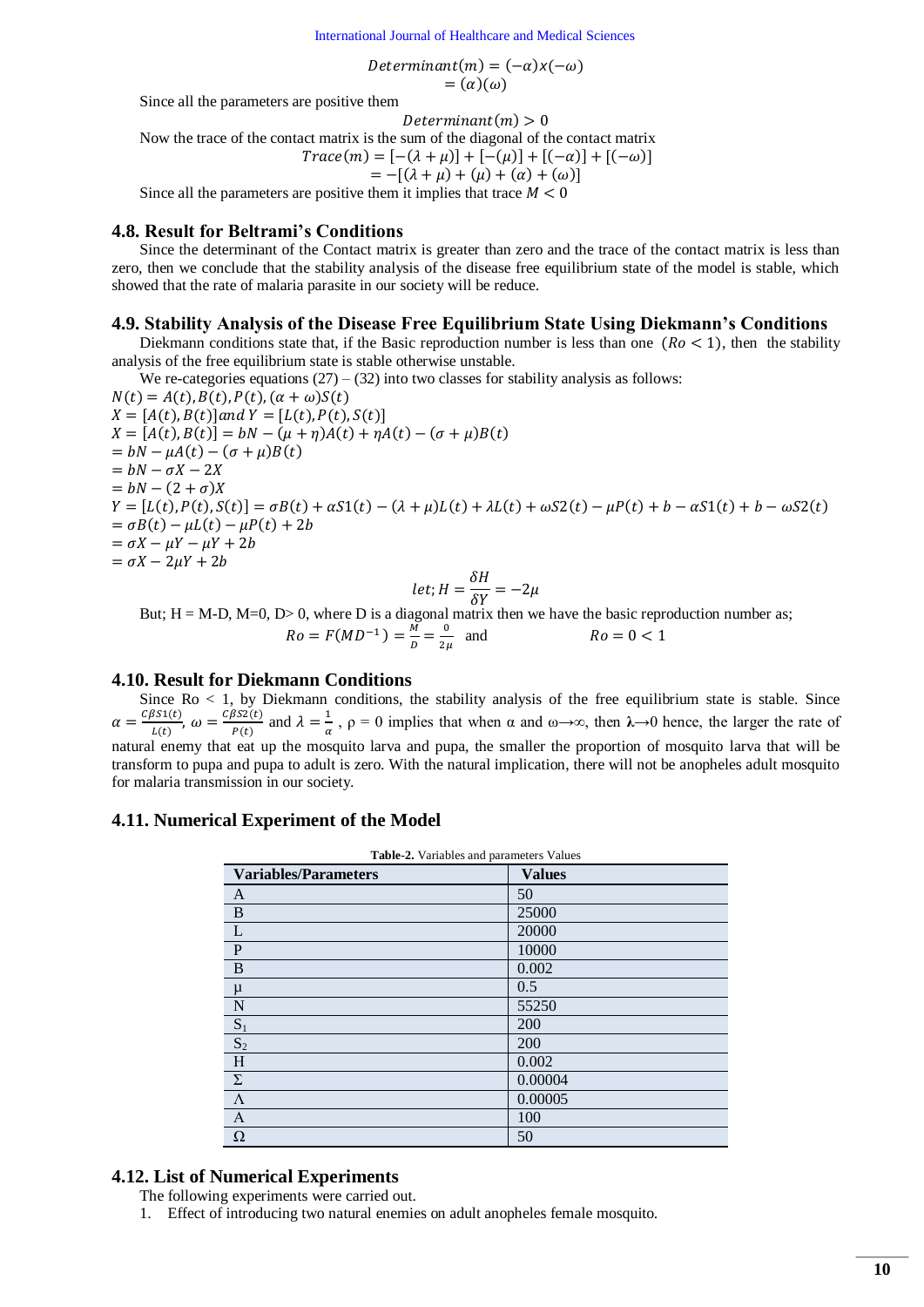$$Determinant(m) = (-\alpha)x(-\omega)$$
$$= (\alpha)(\omega)$$

Since all the parameters are positive them

$$Determinant(m) > 0$$

Now the trace of the contact matrix is the sum of the diagonal of the contact matrix

$$Trace(m) = [-(\lambda + \mu)] + [-(\mu)] + [(-\alpha)] + [(-\omega)]$$
$$= -[(\lambda + \mu) + (\mu) + (\alpha) + (\omega)]$$

Since all the parameters are positive them it implies that trace $M < 0$

### 4.8. Result for Beltrami's Conditions

Since the determinant of the Contact matrix is greater than zero and the trace of the contact matrix is less than zero, then we conclude that the stability analysis of the disease free equilibrium state of the model is stable, which showed that the rate of malaria parasite in our society will be reduce.

### 4.9. Stability Analysis of the Disease Free Equilibrium State Using Diekmann's Conditions

Diekmann conditions state that, if the Basic reproduction number is less than one $(Ro < 1)$, then the stability analysis of the free equilibrium state is stable otherwise unstable.

We re-categories equations (27) – (32) into two classes for stability analysis as follows:

$N(t) = A(t), B(t), P(t), (\alpha + \omega)S(t)$

$X = [A(t), B(t)]\, and\, Y = [L(t), P(t), S(t)]$

$X = [A(t), B(t)] = bN - (\mu + \eta)A(t) + \eta A(t) - (\sigma + \mu)B(t)$

$= bN - \mu A(t) - (\sigma + \mu)B(t)$

$= bN - \sigma X - 2X$

$= bN - (2 + \sigma)X$

$Y = [L(t), P(t), S(t)] = \sigma B(t) + \alpha S1(t) - (\lambda + \mu)L(t) + \lambda L(t) + \omega S2(t) - \mu P(t) + b - \alpha S1(t) + b - \omega S2(t)$

$= \sigma B(t) - \mu L(t) - \mu P(t) + 2b$

$= \sigma X - \mu Y - \mu Y + 2b$

$= \sigma X - 2\mu Y + 2b$

$$let; H = \frac{\delta H}{\delta Y} = -2\mu$$

But; H = M-D, M=0, D> 0, where D is a diagonal matrix then we have the basic reproduction number as;

$$Ro = F(MD^{-1}) = \frac{M}{D} = \frac{0}{2\mu} \quad \text{and} \qquad Ro = 0 < 1$$

### 4.10. Result for Diekmann Conditions

Since Ro < 1, by Diekmann conditions, the stability analysis of the free equilibrium state is stable. Since $\alpha = \frac{C\beta S1(t)}{L(t)}$, $\omega = \frac{C\beta S2(t)}{P(t)}$ and $\lambda = \frac{1}{\alpha}$ , $\rho = 0$ implies that when $\alpha$ and $\omega \to \infty$, then $\lambda \to 0$ hence, the larger the rate of natural enemy that eat up the mosquito larva and pupa, the smaller the proportion of mosquito larva that will be transform to pupa and pupa to adult is zero. With the natural implication, there will not be anopheles adult mosquito for malaria transmission in our society.

### 4.11. Numerical Experiment of the Model

**Table-2.** Variables and parameters Values

| Variables/Parameters | Values |
|---|---|
| A | 50 |
| B | 25000 |
| L | 20000 |
| P | 10000 |
| B | 0.002 |
| μ | 0.5 |
| N | 55250 |
| $S_1$ | 200 |
| $S_2$ | 200 |
| H | 0.002 |
| Σ | 0.00004 |
| Λ | 0.00005 |
| Α | 100 |
| Ω | 50 |

### 4.12. List of Numerical Experiments

The following experiments were carried out.

1. Effect of introducing two natural enemies on adult anopheles female mosquito.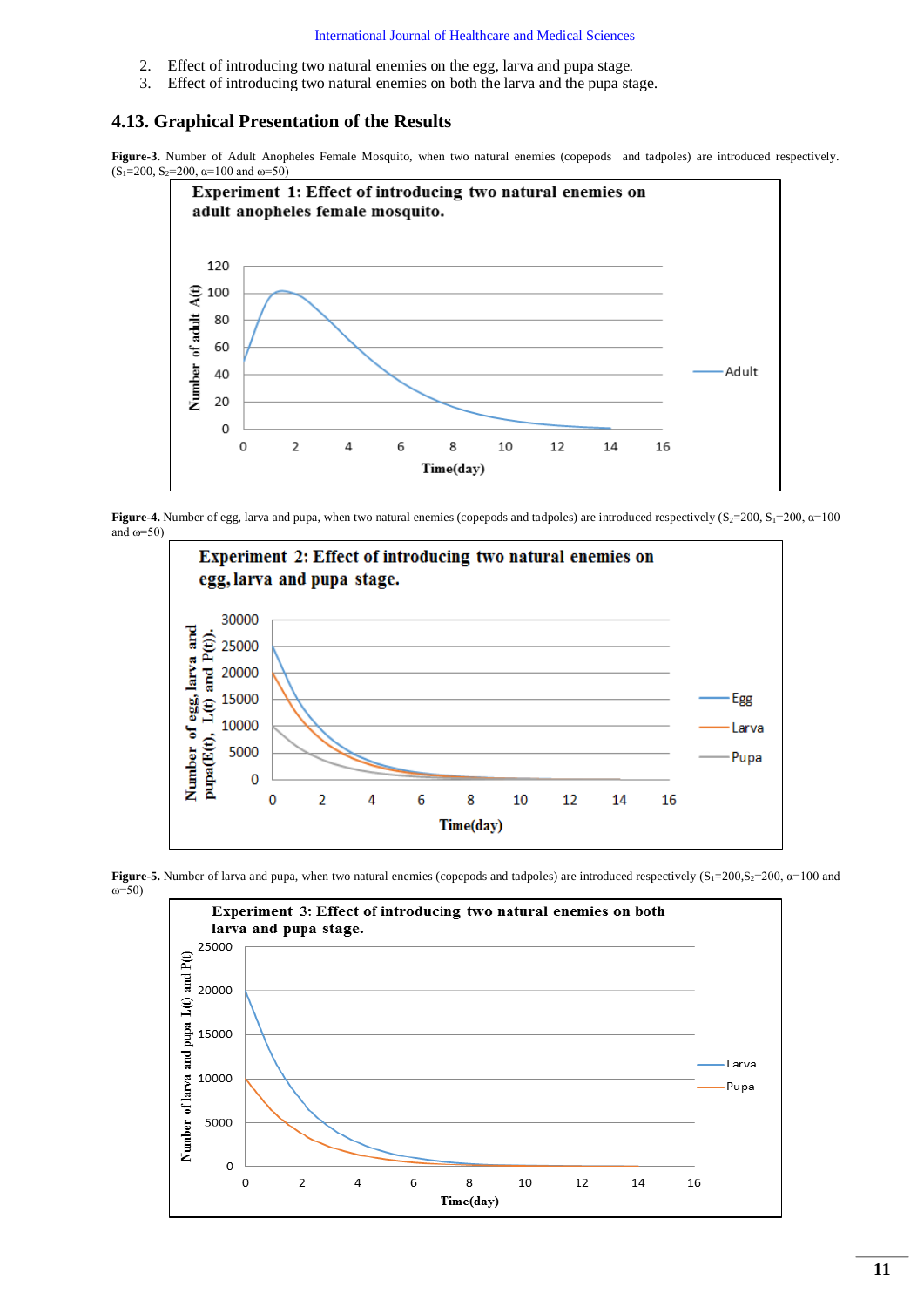2. Effect of introducing two natural enemies on the egg, larva and pupa stage.
3. Effect of introducing two natural enemies on both the larva and the pupa stage.

### 4.13. Graphical Presentation of the Results

**Figure-3.** Number of Adult Anopheles Female Mosquito, when two natural enemies (copepods and tadpoles) are introduced respectively. ($S_1$=200, $S_2$=200, $\alpha$=100 and $\omega$=50)

**Figure-4.** Number of egg, larva and pupa, when two natural enemies (copepods and tadpoles) are introduced respectively ($S_2$=200, $S_1$=200, $\alpha$=100 and $\omega$=50)

**Figure-5.** Number of larva and pupa, when two natural enemies (copepods and tadpoles) are introduced respectively ($S_1$=200, $S_2$=200, $\alpha$=100 and $\omega$=50)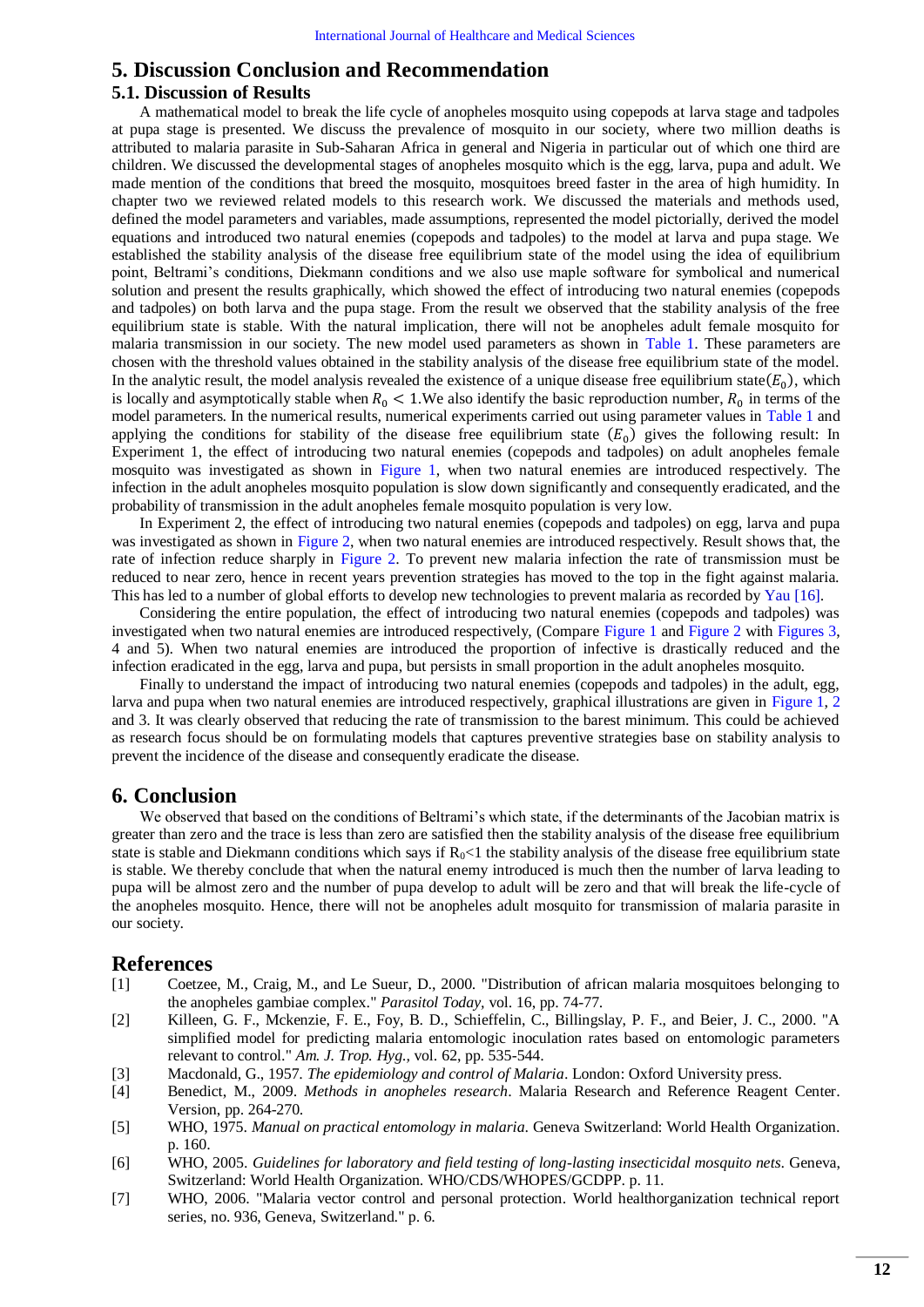## 5. Discussion Conclusion and Recommendation

### 5.1. Discussion of Results

A mathematical model to break the life cycle of anopheles mosquito using copepods at larva stage and tadpoles at pupa stage is presented. We discuss the prevalence of mosquito in our society, where two million deaths is attributed to malaria parasite in Sub-Saharan Africa in general and Nigeria in particular out of which one third are children. We discussed the developmental stages of anopheles mosquito which is the egg, larva, pupa and adult. We made mention of the conditions that breed the mosquito, mosquitoes breed faster in the area of high humidity. In chapter two we reviewed related models to this research work. We discussed the materials and methods used, defined the model parameters and variables, made assumptions, represented the model pictorially, derived the model equations and introduced two natural enemies (copepods and tadpoles) to the model at larva and pupa stage. We established the stability analysis of the disease free equilibrium state of the model using the idea of equilibrium point, Beltrami's conditions, Diekmann conditions and we also use maple software for symbolical and numerical solution and present the results graphically, which showed the effect of introducing two natural enemies (copepods and tadpoles) on both larva and the pupa stage. From the result we observed that the stability analysis of the free equilibrium state is stable. With the natural implication, there will not be anopheles adult female mosquito for malaria transmission in our society. The new model used parameters as shown in Table 1. These parameters are chosen with the threshold values obtained in the stability analysis of the disease free equilibrium state of the model. In the analytic result, the model analysis revealed the existence of a unique disease free equilibrium state$(E_0)$, which is locally and asymptotically stable when $R_0 < 1$.We also identify the basic reproduction number, $R_0$ in terms of the model parameters. In the numerical results, numerical experiments carried out using parameter values in Table 1 and applying the conditions for stability of the disease free equilibrium state $(E_0)$ gives the following result: In Experiment 1, the effect of introducing two natural enemies (copepods and tadpoles) on adult anopheles female mosquito was investigated as shown in Figure 1, when two natural enemies are introduced respectively. The infection in the adult anopheles mosquito population is slow down significantly and consequently eradicated, and the probability of transmission in the adult anopheles female mosquito population is very low.

In Experiment 2, the effect of introducing two natural enemies (copepods and tadpoles) on egg, larva and pupa was investigated as shown in Figure 2, when two natural enemies are introduced respectively. Result shows that, the rate of infection reduce sharply in Figure 2. To prevent new malaria infection the rate of transmission must be reduced to near zero, hence in recent years prevention strategies has moved to the top in the fight against malaria. This has led to a number of global efforts to develop new technologies to prevent malaria as recorded by Yau [16].

Considering the entire population, the effect of introducing two natural enemies (copepods and tadpoles) was investigated when two natural enemies are introduced respectively, (Compare Figure 1 and Figure 2 with Figures 3, 4 and 5). When two natural enemies are introduced the proportion of infective is drastically reduced and the infection eradicated in the egg, larva and pupa, but persists in small proportion in the adult anopheles mosquito.

Finally to understand the impact of introducing two natural enemies (copepods and tadpoles) in the adult, egg, larva and pupa when two natural enemies are introduced respectively, graphical illustrations are given in Figure 1, 2 and 3. It was clearly observed that reducing the rate of transmission to the barest minimum. This could be achieved as research focus should be on formulating models that captures preventive strategies base on stability analysis to prevent the incidence of the disease and consequently eradicate the disease.

## 6. Conclusion

We observed that based on the conditions of Beltrami's which state, if the determinants of the Jacobian matrix is greater than zero and the trace is less than zero are satisfied then the stability analysis of the disease free equilibrium state is stable and Diekmann conditions which says if $R_0<1$ the stability analysis of the disease free equilibrium state is stable. We thereby conclude that when the natural enemy introduced is much then the number of larva leading to pupa will be almost zero and the number of pupa develop to adult will be zero and that will break the life-cycle of the anopheles mosquito. Hence, there will not be anopheles adult mosquito for transmission of malaria parasite in our society.

## References

[1] Coetzee, M., Craig, M., and Le Sueur, D., 2000. "Distribution of african malaria mosquitoes belonging to the anopheles gambiae complex." *Parasitol Today,* vol. 16, pp. 74-77.

[2] Killeen, G. F., Mckenzie, F. E., Foy, B. D., Schieffelin, C., Billingslay, P. F., and Beier, J. C., 2000. "A simplified model for predicting malaria entomologic inoculation rates based on entomologic parameters relevant to control." *Am. J. Trop. Hyg.,* vol. 62, pp. 535-544.

[3] Macdonald, G., 1957. *The epidemiology and control of Malaria*. London: Oxford University press.

[4] Benedict, M., 2009. *Methods in anopheles research*. Malaria Research and Reference Reagent Center. Version, pp. 264-270.

[5] WHO, 1975. *Manual on practical entomology in malaria*. Geneva Switzerland: World Health Organization. p. 160.

[6] WHO, 2005. *Guidelines for laboratory and field testing of long-lasting insecticidal mosquito nets*. Geneva, Switzerland: World Health Organization. WHO/CDS/WHOPES/GCDPP. p. 11.

[7] WHO, 2006. "Malaria vector control and personal protection. World healthorganization technical report series, no. 936, Geneva, Switzerland." p. 6.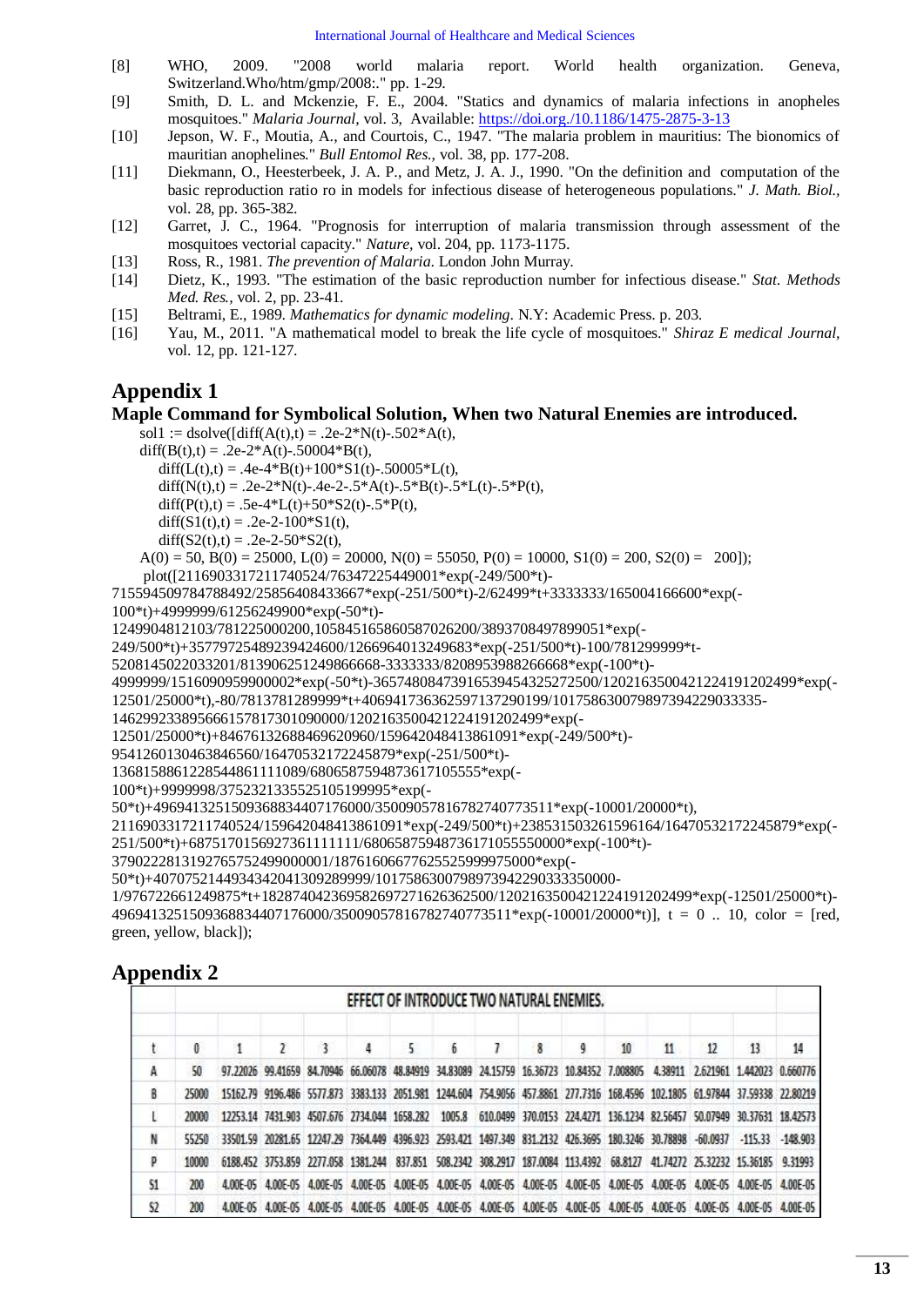[8] WHO, 2009. "2008 world malaria report. World health organization. Geneva, Switzerland.Who/htm/gmp/2008:." pp. 1-29.

[9] Smith, D. L. and Mckenzie, F. E., 2004. "Statics and dynamics of malaria infections in anopheles mosquitoes." *Malaria Journal*, vol. 3, Available: https://doi.org./10.1186/1475-2875-3-13

[10] Jepson, W. F., Moutia, A., and Courtois, C., 1947. "The malaria problem in mauritius: The bionomics of mauritian anophelines." *Bull Entomol Res.*, vol. 38, pp. 177-208.

[11] Diekmann, O., Heesterbeek, J. A. P., and Metz, J. A. J., 1990. "On the definition and computation of the basic reproduction ratio ro in models for infectious disease of heterogeneous populations." *J. Math. Biol.*, vol. 28, pp. 365-382.

[12] Garret, J. C., 1964. "Prognosis for interruption of malaria transmission through assessment of the mosquitoes vectorial capacity." *Nature*, vol. 204, pp. 1173-1175.

[13] Ross, R., 1981. *The prevention of Malaria*. London John Murray.

[14] Dietz, K., 1993. "The estimation of the basic reproduction number for infectious disease." *Stat. Methods Med. Res.*, vol. 2, pp. 23-41.

[15] Beltrami, E., 1989. *Mathematics for dynamic modeling*. N.Y: Academic Press. p. 203.

[16] Yau, M., 2011. "A mathematical model to break the life cycle of mosquitoes." *Shiraz E medical Journal*, vol. 12, pp. 121-127.

# Appendix 1

## Maple Command for Symbolical Solution, When two Natural Enemies are introduced.

```
sol1 := dsolve([diff(A(t),t) = .2e-2*N(t)-.502*A(t),
diff(B(t),t) = .2e-2*A(t)-.50004*B(t),
   diff(L(t),t) = .4e-4*B(t)+100*S1(t)-.50005*L(t),
   diff(N(t),t) = .2e-2*N(t)-.4e-2-.5*A(t)-.5*B(t)-.5*L(t)-.5*P(t),
   diff(P(t),t) = .5e-4*L(t)+50*S2(t)-.5*P(t),
   diff(S1(t),t) = .2e-2-100*S1(t),
   diff(S2(t),t) = .2e-2-50*S2(t),
A(0) = 50, B(0) = 25000, L(0) = 20000, N(0) = 55050, P(0) = 10000, S1(0) = 200, S2(0) =  200]);
 plot([2116903317211740524/76347225449001*exp(-249/500*t)-
7155945097847884 92/25856408433667*exp(-251/500*t)-2/62499*t+3333333/165004166600*exp(-
100*t)+4999999/61256249900*exp(-50*t)-
1249904812103/781225000200,10584516586058702620 0/3893708497899051*exp(-
249/500*t)+35779725489239424600/1266964013249683*exp(-251/500*t)-100/781299999*t-
5208145022033201/8139062512496666 8-3333333/8208953988266668*exp(-100*t)-
4999999/1516090959900002*exp(-50*t)-3657480847391653945432527 2500/120216350042122419120 2499*exp(-
12501/25000*t),-80/7813781289999*t+406941736362597137290199/10175863007989739422903 3335-
14629923389566615781730109000 0/1202163500421224191202499*exp(-
12501/25000*t)+846761326884696209 60/1596420484138 61091*exp(-249/500*t)-
95412601304638465 60/16470532172245879*exp(-251/500*t)-
136815886122854486111108 9/680658759487361710555 5*exp(-
100*t)+9999998/3752321335525105199995*exp(-
50*t)+49694132515093688344071760 00/35009057816782740773511*exp(-10001/20000*t),
2116903317211740524/159642048413861091*exp(-249/500*t)+238531503261596164/16470532172245879*exp(-
251/500*t)+68751701569273611111111/680658759487361710555 50000*exp(-100*t)-
37902228131927657524990000 01/18761606677625525999975000*exp(-
50*t)+407075214493434204130928 9999/101758630079897394229033335 0000-
1/976722661249875*t+18287404236958269727162636 2500/1202163500421224191202499*exp(-12501/25000*t)-
49694132515093688344071760 00/35009057816782740773511*exp(-10001/20000*t)], t = 0 .. 10, color = [red,
green, yellow, black]);
```

# Appendix 2

| EFFECT OF INTRODUCE TWO NATURAL ENEMIES. | | | | | | | | | | | | | | | |
|---|---|---|---|---|---|---|---|---|---|---|---|---|---|---|---|
| t | 0 | 1 | 2 | 3 | 4 | 5 | 6 | 7 | 8 | 9 | 10 | 11 | 12 | 13 | 14 |
| A | 50 | 97.22026 | 99.41659 | 84.70946 | 66.06078 | 48.84919 | 34.83089 | 24.15759 | 16.36723 | 10.84352 | 7.008805 | 4.38911 | 2.621961 | 1.442023 | 0.660776 |
| B | 25000 | 15162.79 | 9196.486 | 5577.873 | 3383.133 | 2051.981 | 1244.604 | 754.9056 | 457.8861 | 277.7316 | 168.4596 | 102.1805 | 61.97844 | 37.59338 | 22.80219 |
| L | 20000 | 12253.14 | 7431.903 | 4507.676 | 2734.044 | 1658.282 | 1005.8 | 610.0499 | 370.0153 | 224.4271 | 136.1234 | 82.56457 | 50.07949 | 30.37631 | 18.42573 |
| N | 55250 | 33501.59 | 20281.65 | 12247.29 | 7364.449 | 4396.923 | 2593.421 | 1497.349 | 831.2132 | 426.3695 | 180.3246 | 30.78898 | -60.0937 | -115.33 | -148.903 |
| P | 10000 | 6188.452 | 3753.859 | 2277.058 | 1381.244 | 837.851 | 508.2342 | 308.2917 | 187.0084 | 113.4392 | 68.8127 | 41.74272 | 25.32232 | 15.36185 | 9.31993 |
| S1 | 200 | 4.00E-05 | 4.00E-05 | 4.00E-05 | 4.00E-05 | 4.00E-05 | 4.00E-05 | 4.00E-05 | 4.00E-05 | 4.00E-05 | 4.00E-05 | 4.00E-05 | 4.00E-05 | 4.00E-05 | 4.00E-05 |
| S2 | 200 | 4.00E-05 | 4.00E-05 | 4.00E-05 | 4.00E-05 | 4.00E-05 | 4.00E-05 | 4.00E-05 | 4.00E-05 | 4.00E-05 | 4.00E-05 | 4.00E-05 | 4.00E-05 | 4.00E-05 | 4.00E-05 |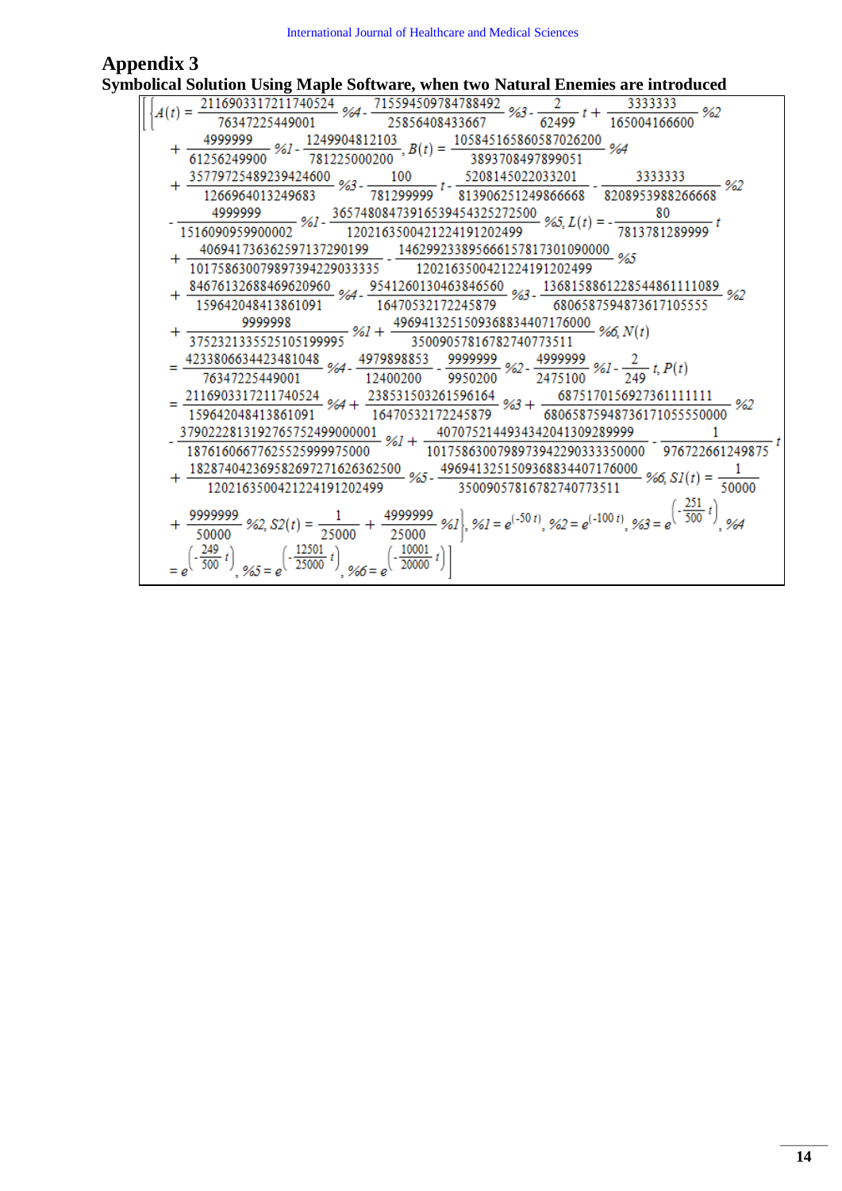## Appendix 3

### Symbolical Solution Using Maple Software, when two Natural Enemies are introduced

$$\left[\left\{A(t) = \frac{2116903317211740524}{76347225449001}\,\%4 - \frac{715594509784788492}{25856408433667}\,\%3 - \frac{2}{62499}\,t + \frac{3333333}{165004166600}\,\%2\right.$$

$$+ \frac{4999999}{61256249900}\,\%1 - \frac{1249904812103}{781225000200},\; B(t) = \frac{1058451658605870262 00}{3893708497899051}\,\%4$$

$$+ \frac{35779725489239424600}{1266964013249683}\,\%3 - \frac{100}{781299999}\,t - \frac{5208145022033201}{8139062512498666 68} - \frac{3333333}{8208953988266668}\,\%2$$

$$- \frac{4999999}{1516090959900002}\,\%1 - \frac{3657480847391653945432527 2500}{12021635004212241912024 99}\,\%5,\; L(t) = -\frac{80}{7813781289999}\,t$$

$$+ \frac{40694173636259713729 0199}{10175863007989739422903 3335} - \frac{14629923389566615781730 1090000}{12021635004212241912024 99}\,\%5$$

$$+ \frac{84676132688469620960}{159642048413861091}\,\%4 - \frac{9541260130463846560}{16470532172245879}\,\%3 - \frac{1368158861228544861111089}{6806587594873617105555}\,\%2$$

$$+ \frac{9999998}{37523213355251051999 95}\,\%1 + \frac{496941325150936883440717 6000}{35009057816782740773511}\,\%6,\; N(t)$$

$$= \frac{4233806634423481048}{76347225449001}\,\%4 - \frac{4979898853}{12400200} - \frac{9999999}{9950200}\,\%2 - \frac{4999999}{2475100}\,\%1 - \frac{2}{249}\,t,\; P(t)$$

$$= \frac{2116903317211740524}{159642048413861091}\,\%4 + \frac{238531503261596164}{16470532172245879}\,\%3 + \frac{687517015692736111111 1}{6806587594873617105555 0000}\,\%2$$

$$- \frac{37902228131927657524990 00001}{18761606677625525999975000}\,\%1 + \frac{407075214493434204130928 9999}{10175863007989739422903 33350000} - \frac{1}{976722661249875}\,t$$

$$+ \frac{18287404236958269727162 6362500}{12021635004212241912024 99}\,\%5 - \frac{496941325150936883440717 6000}{35009057816782740773511}\,\%6,\; S1(t) = \frac{1}{50000}$$

$$\left. + \frac{9999999}{50000}\,\%2,\; S2(t) = \frac{1}{25000} + \frac{4999999}{25000}\,\%1\right\},\; \%1 = e^{(-50\,t)},\; \%2 = e^{(-100\,t)},\; \%3 = e^{\left(\frac{251}{500}\,t\right)},\; \%4$$

$$\left. = e^{\left(-\frac{249}{500}\,t\right)},\; \%5 = e^{\left(-\frac{12501}{25000}\,t\right)},\; \%6 = e^{\left(-\frac{10001}{20000}\,t\right)}\right]$$